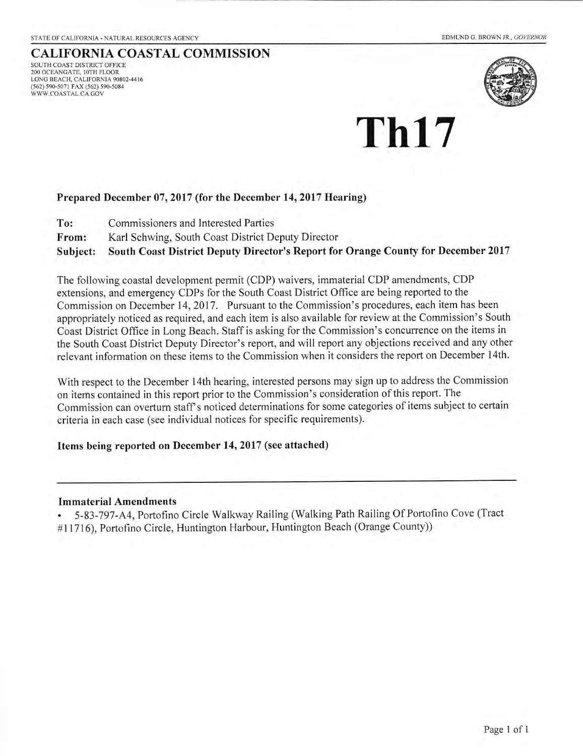STATE OF CALIFORNIA - NATURAL RESOURCES AGENCY

EDMUND G. BROWN JR., *GOVERNOR*

# CALIFORNIA COASTAL COMMISSION

SOUTH COAST DISTRICT OFFICE
200 OCEANGATE, 10TH FLOOR
LONG BEACH, CALIFORNIA 90802-4416
(562) 590-5071 FAX (562) 590-5084
WWW.COASTAL.CA.GOV

# Th17

**Prepared December 07, 2017 (for the December 14, 2017 Hearing)**

**To:** Commissioners and Interested Parties
**From:** Karl Schwing, South Coast District Deputy Director
**Subject: South Coast District Deputy Director's Report for Orange County for December 2017**

The following coastal development permit (CDP) waivers, immaterial CDP amendments, CDP extensions, and emergency CDPs for the South Coast District Office are being reported to the Commission on December 14, 2017. Pursuant to the Commission's procedures, each item has been appropriately noticed as required, and each item is also available for review at the Commission's South Coast District Office in Long Beach. Staff is asking for the Commission's concurrence on the items in the South Coast District Deputy Director's report, and will report any objections received and any other relevant information on these items to the Commission when it considers the report on December 14th.

With respect to the December 14th hearing, interested persons may sign up to address the Commission on items contained in this report prior to the Commission's consideration of this report. The Commission can overturn staff's noticed determinations for some categories of items subject to certain criteria in each case (see individual notices for specific requirements).

**Items being reported on December 14, 2017 (see attached)**

---

**Immaterial Amendments**

- 5-83-797-A4, Portofino Circle Walkway Railing (Walking Path Railing Of Portofino Cove (Tract #11716), Portofino Circle, Huntington Harbour, Huntington Beach (Orange County))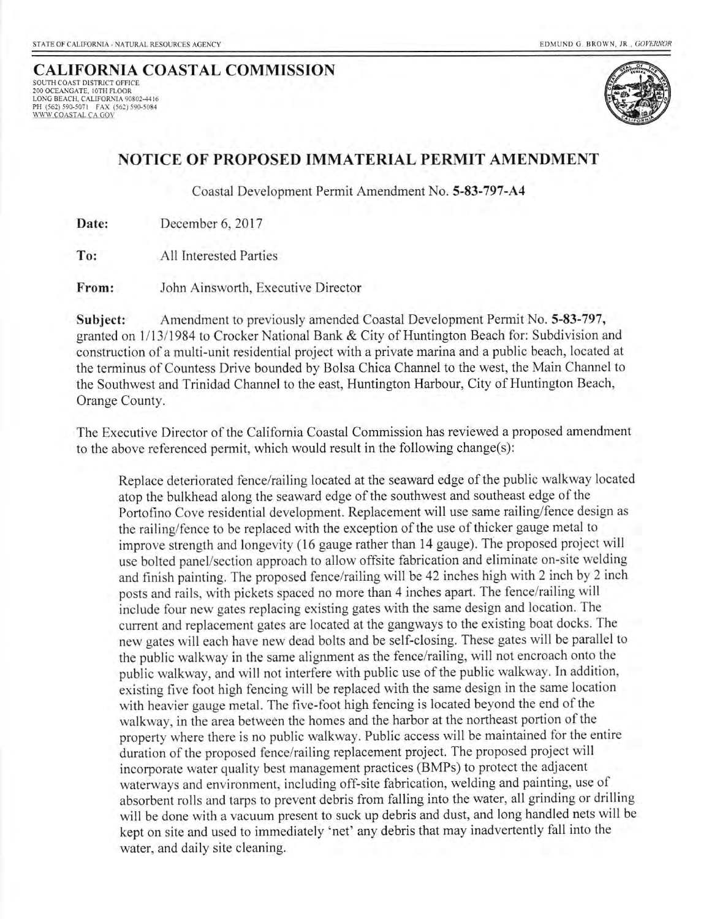STATE OF CALIFORNIA - NATURAL RESOURCES AGENCY

EDMUND G. BROWN, JR., *GOVERNOR*

**CALIFORNIA COASTAL COMMISSION**
SOUTH COAST DISTRICT OFFICE
200 OCEANGATE, 10TH FLOOR
LONG BEACH, CALIFORNIA 90802-4416
PH (562) 590-5071 FAX (562) 590-5084
WWW.COASTAL.CA.GOV

## NOTICE OF PROPOSED IMMATERIAL PERMIT AMENDMENT

Coastal Development Permit Amendment No. **5-83-797-A4**

**Date:** December 6, 2017

**To:** All Interested Parties

**From:** John Ainsworth, Executive Director

**Subject:** Amendment to previously amended Coastal Development Permit No. **5-83-797,** granted on 1/13/1984 to Crocker National Bank & City of Huntington Beach for: Subdivision and construction of a multi-unit residential project with a private marina and a public beach, located at the terminus of Countess Drive bounded by Bolsa Chica Channel to the west, the Main Channel to the Southwest and Trinidad Channel to the east, Huntington Harbour, City of Huntington Beach, Orange County.

The Executive Director of the California Coastal Commission has reviewed a proposed amendment to the above referenced permit, which would result in the following change(s):

> Replace deteriorated fence/railing located at the seaward edge of the public walkway located atop the bulkhead along the seaward edge of the southwest and southeast edge of the Portofino Cove residential development. Replacement will use same railing/fence design as the railing/fence to be replaced with the exception of the use of thicker gauge metal to improve strength and longevity (16 gauge rather than 14 gauge). The proposed project will use bolted panel/section approach to allow offsite fabrication and eliminate on-site welding and finish painting. The proposed fence/railing will be 42 inches high with 2 inch by 2 inch posts and rails, with pickets spaced no more than 4 inches apart. The fence/railing will include four new gates replacing existing gates with the same design and location. The current and replacement gates are located at the gangways to the existing boat docks. The new gates will each have new dead bolts and be self-closing. These gates will be parallel to the public walkway in the same alignment as the fence/railing, will not encroach onto the public walkway, and will not interfere with public use of the public walkway. In addition, existing five foot high fencing will be replaced with the same design in the same location with heavier gauge metal. The five-foot high fencing is located beyond the end of the walkway, in the area between the homes and the harbor at the northeast portion of the property where there is no public walkway. Public access will be maintained for the entire duration of the proposed fence/railing replacement project. The proposed project will incorporate water quality best management practices (BMPs) to protect the adjacent waterways and environment, including off-site fabrication, welding and painting, use of absorbent rolls and tarps to prevent debris from falling into the water, all grinding or drilling will be done with a vacuum present to suck up debris and dust, and long handled nets will be kept on site and used to immediately 'net' any debris that may inadvertently fall into the water, and daily site cleaning.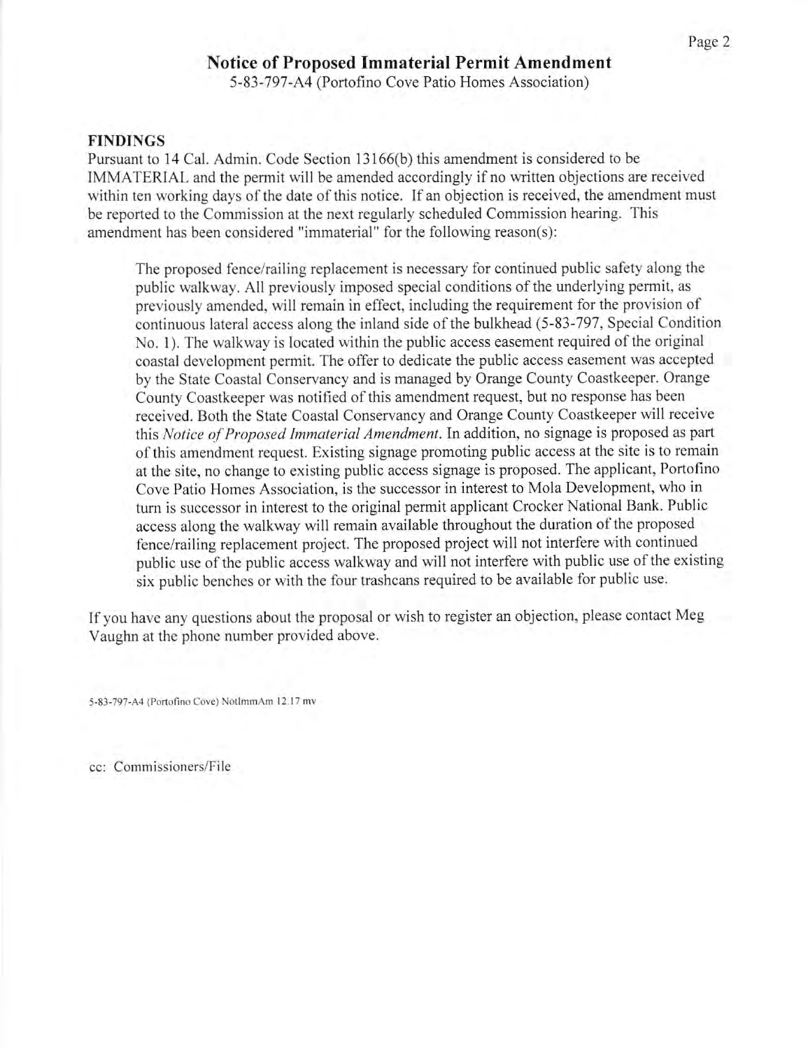## Notice of Proposed Immaterial Permit Amendment

5-83-797-A4 (Portofino Cove Patio Homes Association)

### FINDINGS

Pursuant to 14 Cal. Admin. Code Section 13166(b) this amendment is considered to be IMMATERIAL and the permit will be amended accordingly if no written objections are received within ten working days of the date of this notice. If an objection is received, the amendment must be reported to the Commission at the next regularly scheduled Commission hearing. This amendment has been considered "immaterial" for the following reason(s):

> The proposed fence/railing replacement is necessary for continued public safety along the public walkway. All previously imposed special conditions of the underlying permit, as previously amended, will remain in effect, including the requirement for the provision of continuous lateral access along the inland side of the bulkhead (5-83-797, Special Condition No. 1). The walkway is located within the public access easement required of the original coastal development permit. The offer to dedicate the public access easement was accepted by the State Coastal Conservancy and is managed by Orange County Coastkeeper. Orange County Coastkeeper was notified of this amendment request, but no response has been received. Both the State Coastal Conservancy and Orange County Coastkeeper will receive this *Notice of Proposed Immaterial Amendment*. In addition, no signage is proposed as part of this amendment request. Existing signage promoting public access at the site is to remain at the site, no change to existing public access signage is proposed. The applicant, Portofino Cove Patio Homes Association, is the successor in interest to Mola Development, who in turn is successor in interest to the original permit applicant Crocker National Bank. Public access along the walkway will remain available throughout the duration of the proposed fence/railing replacement project. The proposed project will not interfere with continued public use of the public access walkway and will not interfere with public use of the existing six public benches or with the four trashcans required to be available for public use.

If you have any questions about the proposal or wish to register an objection, please contact Meg Vaughn at the phone number provided above.

5-83-797-A4 (Portofino Cove) NotImmAm 12.17 mv

cc: Commissioners/File